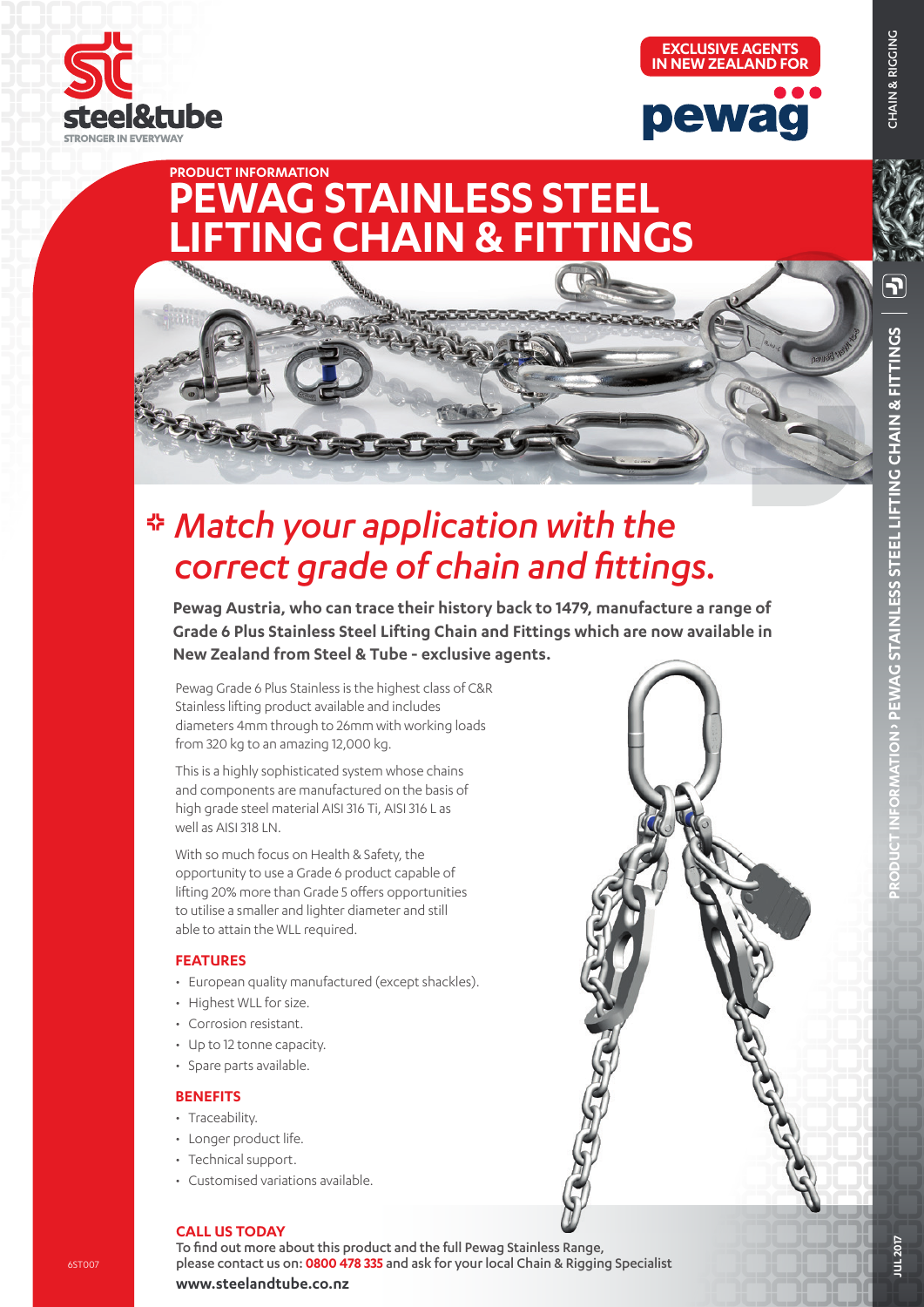steel&tube
STRONGER IN EVERYWAY

EXCLUSIVE AGENTS IN NEW ZEALAND FOR
pewag

PRODUCT INFORMATION

# PEWAG STAINLESS STEEL LIFTING CHAIN & FITTINGS

## *Match your application with the correct grade of chain and fittings.*

**Pewag Austria, who can trace their history back to 1479, manufacture a range of Grade 6 Plus Stainless Steel Lifting Chain and Fittings which are now available in New Zealand from Steel & Tube - exclusive agents.**

Pewag Grade 6 Plus Stainless is the highest class of C&R Stainless lifting product available and includes diameters 4mm through to 26mm with working loads from 320 kg to an amazing 12,000 kg.

This is a highly sophisticated system whose chains and components are manufactured on the basis of high grade steel material AISI 316 Ti, AISI 316 L as well as AISI 318 LN.

With so much focus on Health & Safety, the opportunity to use a Grade 6 product capable of lifting 20% more than Grade 5 offers opportunities to utilise a smaller and lighter diameter and still able to attain the WLL required.

### FEATURES

- European quality manufactured (except shackles).
- Highest WLL for size.
- Corrosion resistant.
- Up to 12 tonne capacity.
- Spare parts available.

### BENEFITS

- Traceability.
- Longer product life.
- Technical support.
- Customised variations available.

### CALL US TODAY

To find out more about this product and the full Pewag Stainless Range, please contact us on: **0800 478 335** and ask for your local Chain & Rigging Specialist

**www.steelandtube.co.nz**

6ST007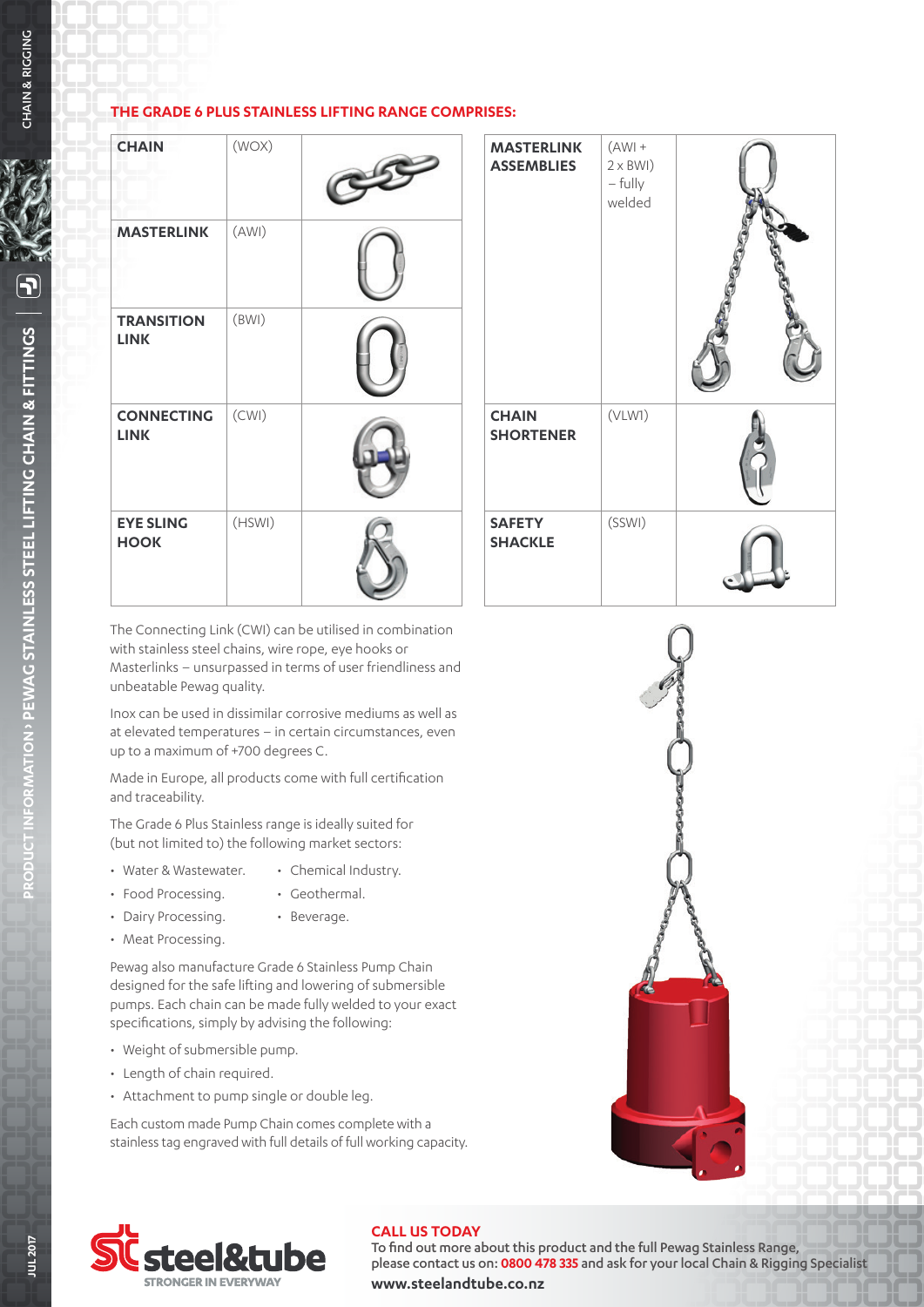## THE GRADE 6 PLUS STAINLESS LIFTING RANGE COMPRISES:

| | | |
|---|---|---|
| **CHAIN** | (WOX) | |
| **MASTERLINK** | (AWI) | |
| **TRANSITION LINK** | (BWI) | |
| **CONNECTING LINK** | (CWI) | |
| **EYE SLING HOOK** | (HSWI) | |

| | | |
|---|---|---|
| **MASTERLINK ASSEMBLIES** | (AWI + 2 x BWI) – fully welded | |
| **CHAIN SHORTENER** | (VLWI) | |
| **SAFETY SHACKLE** | (SSWI) | |

The Connecting Link (CWI) can be utilised in combination with stainless steel chains, wire rope, eye hooks or Masterlinks – unsurpassed in terms of user friendliness and unbeatable Pewag quality.

Inox can be used in dissimilar corrosive mediums as well as at elevated temperatures – in certain circumstances, even up to a maximum of +700 degrees C.

Made in Europe, all products come with full certification and traceability.

The Grade 6 Plus Stainless range is ideally suited for (but not limited to) the following market sectors:

- Water & Wastewater.
- Food Processing.
- Dairy Processing.
- Meat Processing.
- Chemical Industry.
- Geothermal.
- Beverage.

Pewag also manufacture Grade 6 Stainless Pump Chain designed for the safe lifting and lowering of submersible pumps. Each chain can be made fully welded to your exact specifications, simply by advising the following:

- Weight of submersible pump.
- Length of chain required.
- Attachment to pump single or double leg.

Each custom made Pump Chain comes complete with a stainless tag engraved with full details of full working capacity.

steel&tube
STRONGER IN EVERYWAY

**CALL US TODAY**
To find out more about this product and the full Pewag Stainless Range, please contact us on: **0800 478 335** and ask for your local Chain & Rigging Specialist
**www.steelandtube.co.nz**